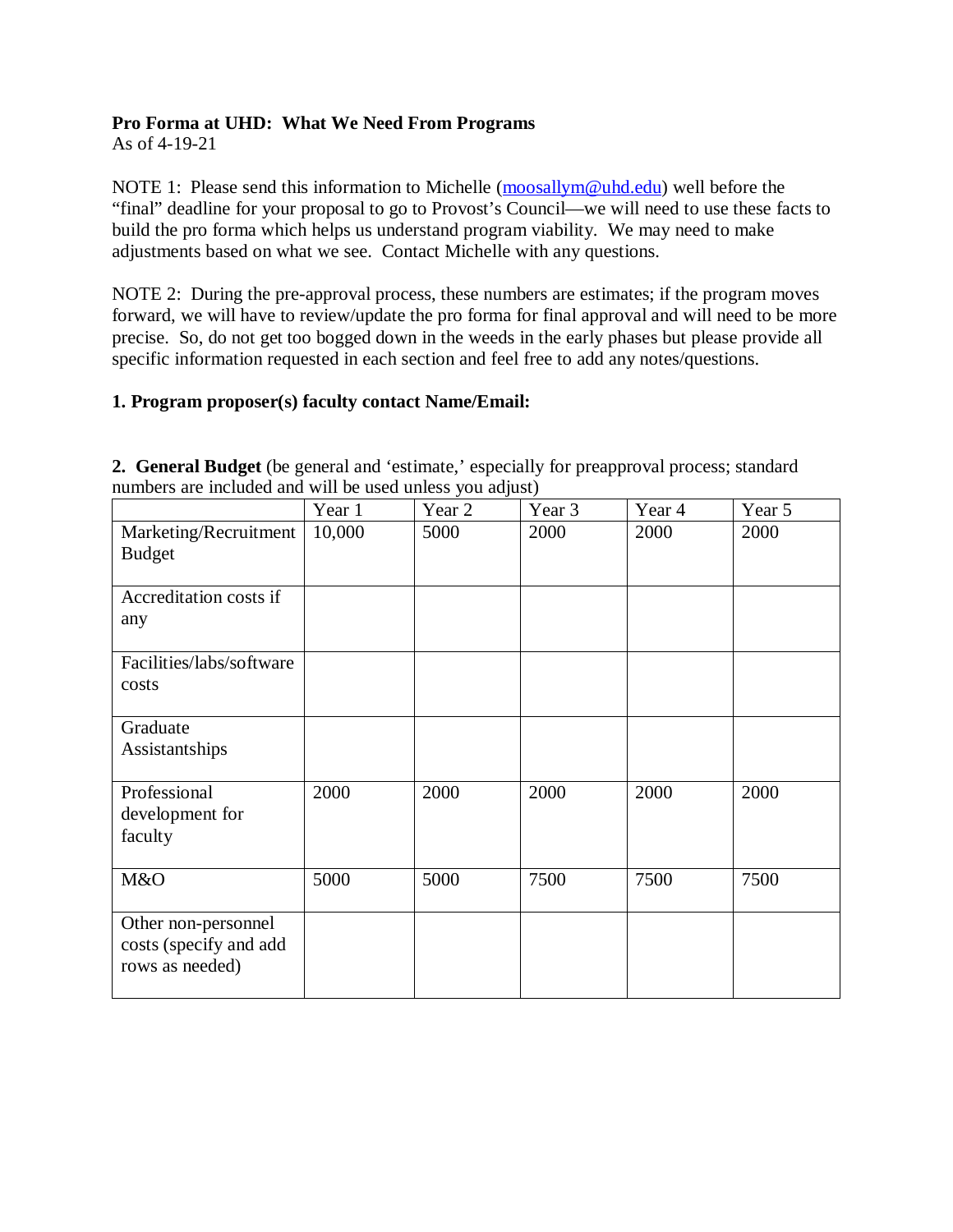**Pro Forma at UHD: What We Need From Programs**
As of 4-19-21

NOTE 1: Please send this information to Michelle (moosallym@uhd.edu) well before the "final" deadline for your proposal to go to Provost's Council—we will need to use these facts to build the pro forma which helps us understand program viability. We may need to make adjustments based on what we see. Contact Michelle with any questions.

NOTE 2: During the pre-approval process, these numbers are estimates; if the program moves forward, we will have to review/update the pro forma for final approval and will need to be more precise. So, do not get too bogged down in the weeds in the early phases but please provide all specific information requested in each section and feel free to add any notes/questions.

**1. Program proposer(s) faculty contact Name/Email:**

**2. General Budget** (be general and 'estimate,' especially for preapproval process; standard numbers are included and will be used unless you adjust)

| | Year 1 | Year 2 | Year 3 | Year 4 | Year 5 |
|---|---|---|---|---|---|
| Marketing/Recruitment Budget | 10,000 | 5000 | 2000 | 2000 | 2000 |
| Accreditation costs if any | | | | | |
| Facilities/labs/software costs | | | | | |
| Graduate Assistantships | | | | | |
| Professional development for faculty | 2000 | 2000 | 2000 | 2000 | 2000 |
| M&O | 5000 | 5000 | 7500 | 7500 | 7500 |
| Other non-personnel costs (specify and add rows as needed) | | | | | |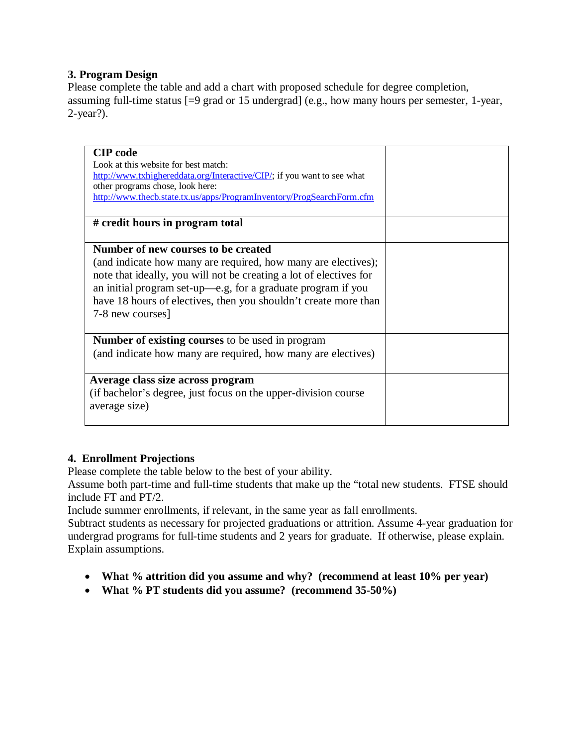### 3. Program Design

Please complete the table and add a chart with proposed schedule for degree completion, assuming full-time status [=9 grad or 15 undergrad] (e.g., how many hours per semester, 1-year, 2-year?).

| | |
|---|---|
| **CIP code**<br>Look at this website for best match: http://www.txhighereddata.org/Interactive/CIP/; if you want to see what other programs chose, look here: http://www.thecb.state.tx.us/apps/ProgramInventory/ProgSearchForm.cfm | |
| **# credit hours in program total** | |
| **Number of new courses to be created**<br>(and indicate how many are required, how many are electives); note that ideally, you will not be creating a lot of electives for an initial program set-up—e.g, for a graduate program if you have 18 hours of electives, then you shouldn't create more than 7-8 new courses] | |
| **Number of existing courses** to be used in program<br>(and indicate how many are required, how many are electives) | |
| **Average class size across program**<br>(if bachelor's degree, just focus on the upper-division course average size) | |

### 4. Enrollment Projections

Please complete the table below to the best of your ability.

Assume both part-time and full-time students that make up the "total new students. FTSE should include FT and PT/2.

Include summer enrollments, if relevant, in the same year as fall enrollments.

Subtract students as necessary for projected graduations or attrition. Assume 4-year graduation for undergrad programs for full-time students and 2 years for graduate. If otherwise, please explain. Explain assumptions.

- **What % attrition did you assume and why? (recommend at least 10% per year)**
- **What % PT students did you assume? (recommend 35-50%)**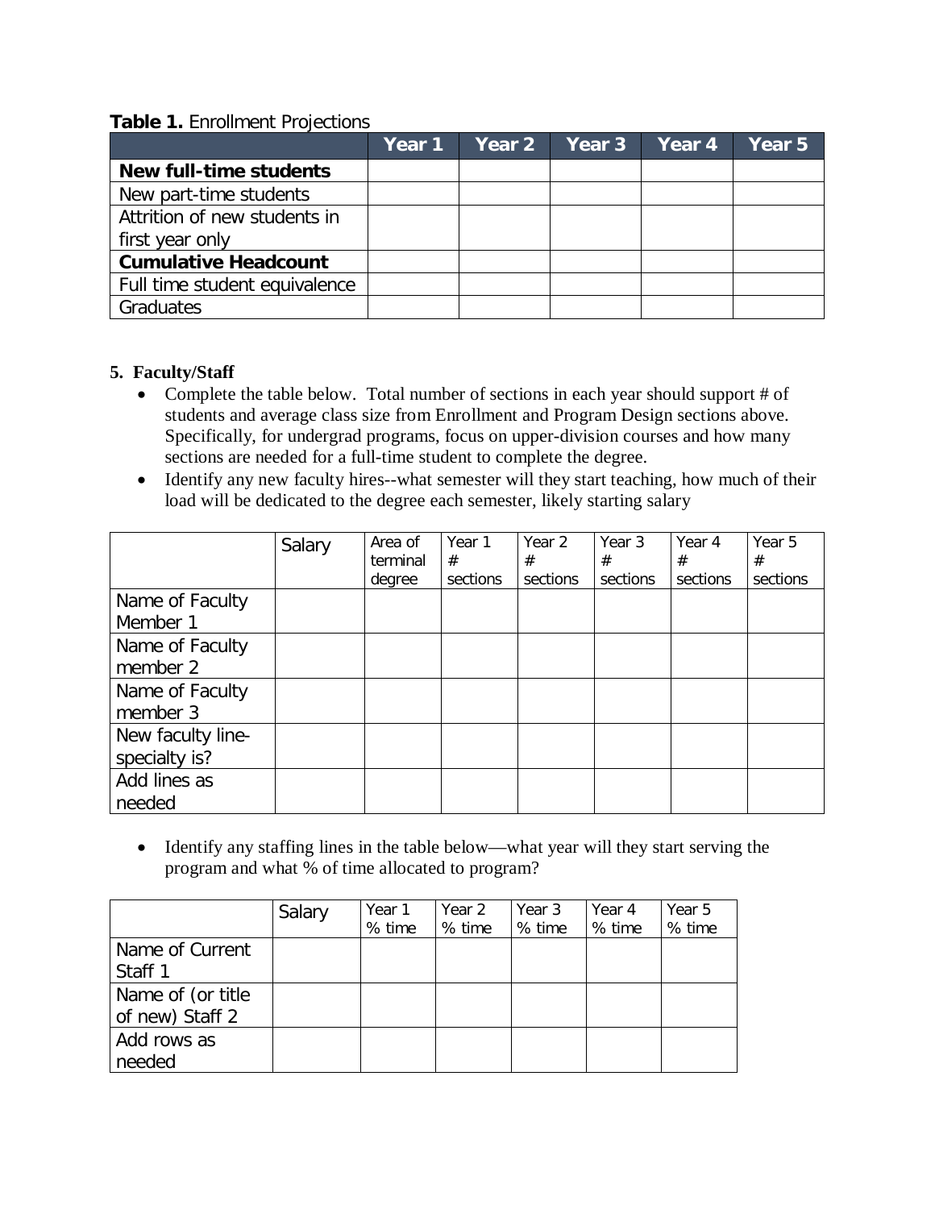**Table 1.** Enrollment Projections

| | Year 1 | Year 2 | Year 3 | Year 4 | Year 5 |
|---|---|---|---|---|---|
| **New full-time students** | | | | | |
| New part-time students | | | | | |
| Attrition of new students in first year only | | | | | |
| **Cumulative Headcount** | | | | | |
| Full time student equivalence | | | | | |
| Graduates | | | | | |

**5. Faculty/Staff**

- Complete the table below. Total number of sections in each year should support # of students and average class size from Enrollment and Program Design sections above. Specifically, for undergrad programs, focus on upper-division courses and how many sections are needed for a full-time student to complete the degree.
- Identify any new faculty hires--what semester will they start teaching, how much of their load will be dedicated to the degree each semester, likely starting salary

| | Salary | Area of terminal degree | Year 1 # sections | Year 2 # sections | Year 3 # sections | Year 4 # sections | Year 5 # sections |
|---|---|---|---|---|---|---|---|
| Name of Faculty Member 1 | | | | | | | |
| Name of Faculty member 2 | | | | | | | |
| Name of Faculty member 3 | | | | | | | |
| New faculty line- specialty is? | | | | | | | |
| Add lines as needed | | | | | | | |

- Identify any staffing lines in the table below—what year will they start serving the program and what % of time allocated to program?

| | Salary | Year 1 % time | Year 2 % time | Year 3 % time | Year 4 % time | Year 5 % time |
|---|---|---|---|---|---|---|
| Name of Current Staff 1 | | | | | | |
| Name of (or title of new) Staff 2 | | | | | | |
| Add rows as needed | | | | | | |